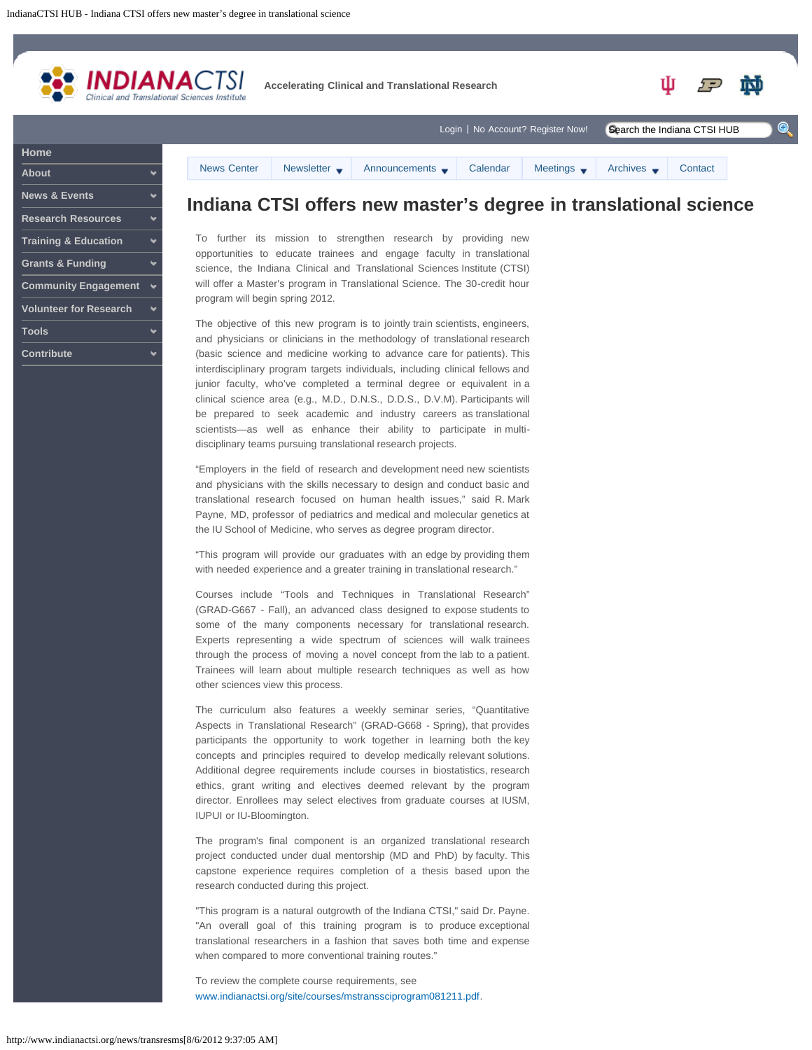# Indiana CTSI offers new master's degree in translational science

To further its mission to strengthen research by providing new opportunities to educate trainees and engage faculty in translational science, the Indiana Clinical and Translational Sciences Institute (CTSI) will offer a Master's program in Translational Science. The 30-credit hour program will begin spring 2012.

The objective of this new program is to jointly train scientists, engineers, and physicians or clinicians in the methodology of translational research (basic science and medicine working to advance care for patients). This interdisciplinary program targets individuals, including clinical fellows and junior faculty, who've completed a terminal degree or equivalent in a clinical science area (e.g., M.D., D.N.S., D.D.S., D.V.M). Participants will be prepared to seek academic and industry careers as translational scientists—as well as enhance their ability to participate in multi-disciplinary teams pursuing translational research projects.

"Employers in the field of research and development need new scientists and physicians with the skills necessary to design and conduct basic and translational research focused on human health issues," said R. Mark Payne, MD, professor of pediatrics and medical and molecular genetics at the IU School of Medicine, who serves as degree program director.

"This program will provide our graduates with an edge by providing them with needed experience and a greater training in translational research."

Courses include "Tools and Techniques in Translational Research" (GRAD-G667 - Fall), an advanced class designed to expose students to some of the many components necessary for translational research. Experts representing a wide spectrum of sciences will walk trainees through the process of moving a novel concept from the lab to a patient. Trainees will learn about multiple research techniques as well as how other sciences view this process.

The curriculum also features a weekly seminar series, "Quantitative Aspects in Translational Research" (GRAD-G668 - Spring), that provides participants the opportunity to work together in learning both the key concepts and principles required to develop medically relevant solutions. Additional degree requirements include courses in biostatistics, research ethics, grant writing and electives deemed relevant by the program director. Enrollees may select electives from graduate courses at IUSM, IUPUI or IU-Bloomington.

The program's final component is an organized translational research project conducted under dual mentorship (MD and PhD) by faculty. This capstone experience requires completion of a thesis based upon the research conducted during this project.

"This program is a natural outgrowth of the Indiana CTSI," said Dr. Payne. "An overall goal of this training program is to produce exceptional translational researchers in a fashion that saves both time and expense when compared to more conventional training routes."

To review the complete course requirements, see www.indianactsi.org/site/courses/mstranssciprogram081211.pdf.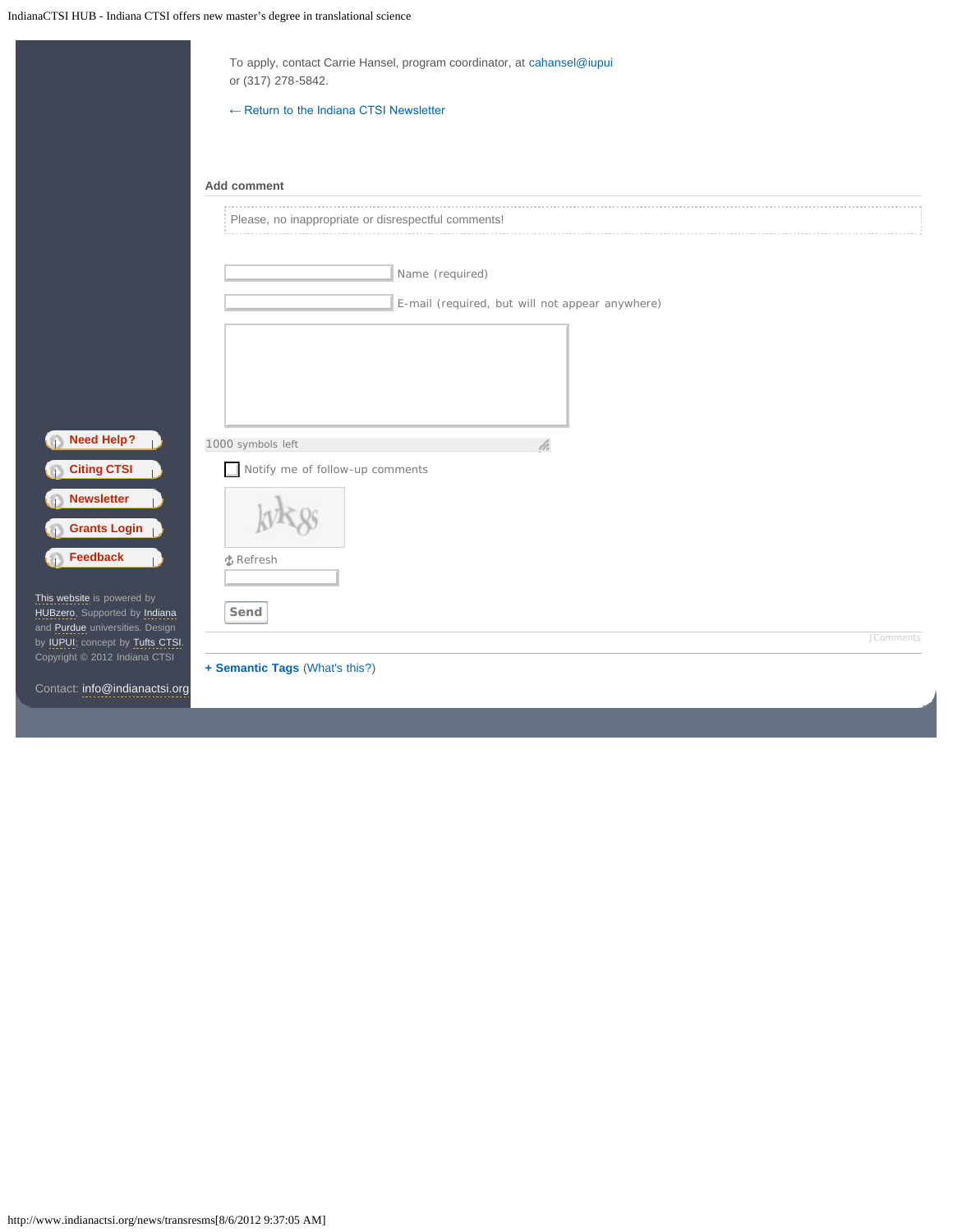To apply, contact Carrie Hansel, program coordinator, at cahansel@iupui or (317) 278-5842.

← Return to the Indiana CTSI Newsletter

**Add comment**

Please, no inappropriate or disrespectful comments!

Name (required)

E-mail (required, but will not appear anywhere)

1000 symbols left

Notify me of follow-up comments

Refresh

Send

JComments

**+ Semantic Tags** (What's this?)

- Need Help?
- Citing CTSI
- Newsletter
- Grants Login
- Feedback

This website is powered by HUBzero, Supported by Indiana and Purdue universities. Design by IUPUI; concept by Tufts CTSI. Copyright © 2012 Indiana CTSI

Contact: info@indianactsi.org